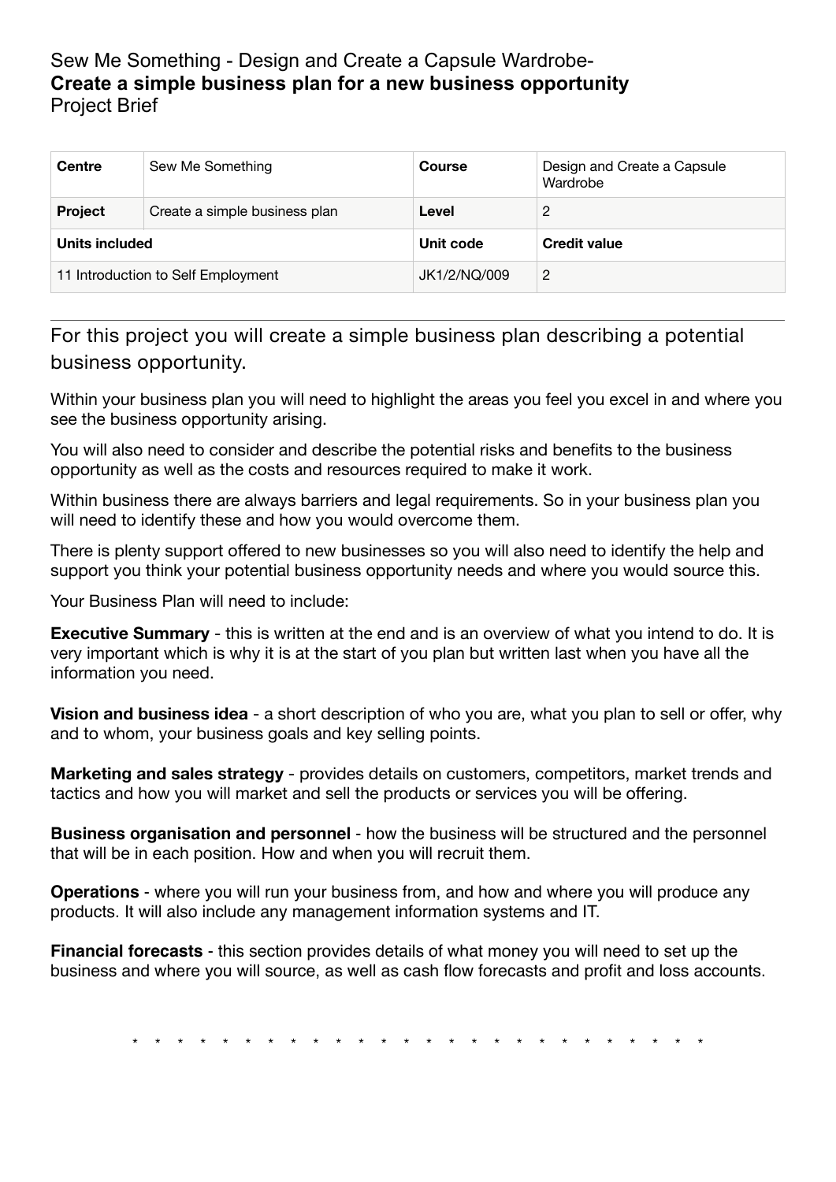Sew Me Something - Design and Create a Capsule Wardrobe-
**Create a simple business plan for a new business opportunity**
Project Brief

| **Centre** | Sew Me Something | **Course** | Design and Create a Capsule Wardrobe |
|---|---|---|---|
| **Project** | Create a simple business plan | **Level** | 2 |
| **Units included** | | **Unit code** | **Credit value** |
| 11 Introduction to Self Employment | | JK1/2/NQ/009 | 2 |

---

## For this project you will create a simple business plan describing a potential business opportunity.

Within your business plan you will need to highlight the areas you feel you excel in and where you see the business opportunity arising.

You will also need to consider and describe the potential risks and benefits to the business opportunity as well as the costs and resources required to make it work.

Within business there are always barriers and legal requirements. So in your business plan you will need to identify these and how you would overcome them.

There is plenty support offered to new businesses so you will also need to identify the help and support you think your potential business opportunity needs and where you would source this.

Your Business Plan will need to include:

**Executive Summary** - this is written at the end and is an overview of what you intend to do. It is very important which is why it is at the start of you plan but written last when you have all the information you need.

**Vision and business idea** - a short description of who you are, what you plan to sell or offer, why and to whom, your business goals and key selling points.

**Marketing and sales strategy** - provides details on customers, competitors, market trends and tactics and how you will market and sell the products or services you will be offering.

**Business organisation and personnel** - how the business will be structured and the personnel that will be in each position. How and when you will recruit them.

**Operations** - where you will run your business from, and how and where you will produce any products. It will also include any management information systems and IT.

**Financial forecasts** - this section provides details of what money you will need to set up the business and where you will source, as well as cash flow forecasts and profit and loss accounts.

* * * * * * * * * * * * * * * * * * * * * * * * * *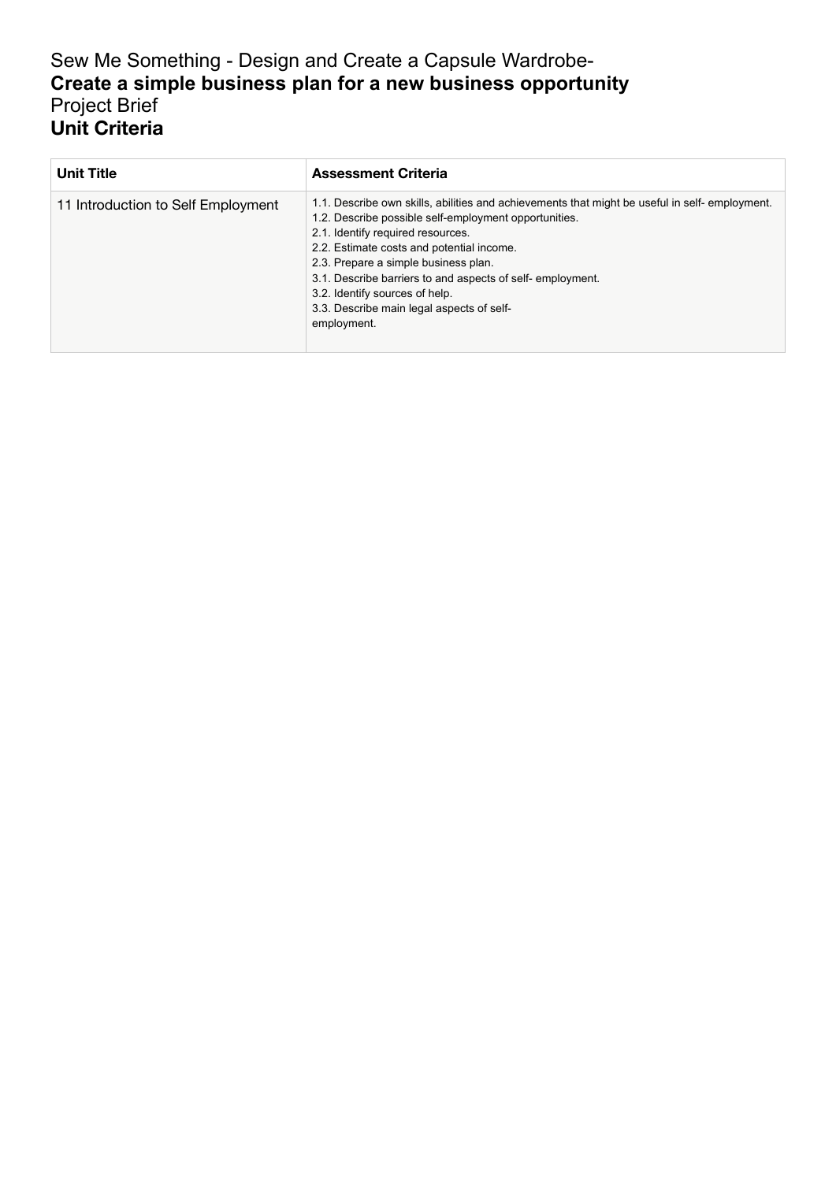Sew Me Something - Design and Create a Capsule Wardrobe-
**Create a simple business plan for a new business opportunity**
Project Brief
**Unit Criteria**

| **Unit Title** | **Assessment Criteria** |
|---|---|
| 11 Introduction to Self Employment | 1.1. Describe own skills, abilities and achievements that might be useful in self- employment.<br>1.2. Describe possible self-employment opportunities.<br>2.1. Identify required resources.<br>2.2. Estimate costs and potential income.<br>2.3. Prepare a simple business plan.<br>3.1. Describe barriers to and aspects of self- employment.<br>3.2. Identify sources of help.<br>3.3. Describe main legal aspects of self-employment. |